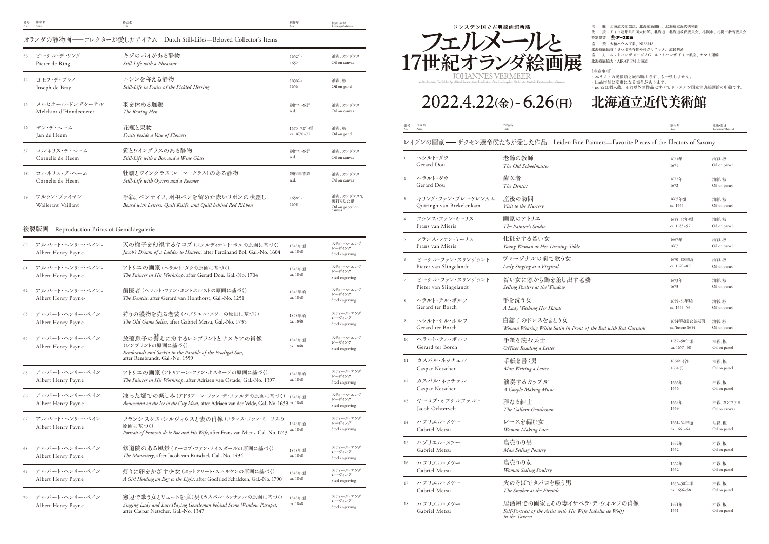# ドレスデン国立古典絵画館所蔵 フェルメールと17世紀オランダ絵画展

JOHANNES VERMEER

and the Masters of the Golden Age of Dutch Painting from the collection of the Gemäldegalerie Alte Meister, Staatliche Kunstsammlungen Dresden

2022.4.22(金) - 6.26(日) 北海道立近代美術館

主催：北海道文化放送、北海道新聞社、北海道、北海道立近代美術館
後援：ドイツ連邦共和国大使館、北海道、北海道教育委員会、札幌市、札幌市教育委員会
特別協賛：アース製薬
協賛：大和ハウス工業、NISSHA
北海道展協賛：さっぽろ脊椎外科クリニック、道民共済
協力：ルフトハンザ カーゴ AG、ルフトハンザ ドイツ航空、ヤマト運輸
北海道展協力：AIR-G' FM 北海道

［注意事項］
・本リストの掲載順と展示順は必ずしも一致しません。
・出品作品は変更になる場合があります。
・no.72は個人蔵、それ以外の作品はすべてドレスデン国立古典絵画館の所蔵です。

## レイデンの画家——ザクセン選帝侯たちが愛した作品　Leiden Fine-Painters—Favorite Pieces of the Electors of Saxony

| 番号 No. | 作家名 Artist | 作品名 Title | 制作年 Year | 技法・素材 Technique/Material |
|---|---|---|---|---|
| 1 | ヘラルト・ダウ<br>Gerard Dou | 老齢の教師<br>*The Old Schoolmaster* | 1671年<br>1671 | 油彩、板<br>Oil on panel |
| 2 | ヘラルト・ダウ<br>Gerard Dou | 歯医者<br>*The Dentist* | 1672年<br>1672 | 油彩、板<br>Oil on panel |
| 3 | キリング・ファン・ブレーケレンカム<br>Quiringh van Brekelenkam | 産後の訪問<br>*Visit to the Nursery* | 1665年頃<br>ca. 1665 | 油彩、板<br>Oil on panel |
| 4 | フランス・ファン・ミーリス<br>Frans van Mieris | 画家のアトリエ<br>*The Painter's Studio* | 1655–57年頃<br>ca. 1655–57 | 油彩、板<br>Oil on panel |
| 5 | フランス・ファン・ミーリス<br>Frans van Mieris | 化粧をする若い女<br>*Young Woman at Her Dressing-Table* | 1667年<br>1667 | 油彩、板<br>Oil on panel |
| 6 | ピーテル・ファン・スリンゲラント<br>Pieter van Slingelandt | ヴァージナルの前で歌う女<br>*Lady Singing at a Virginal* | 1670–80年頃<br>ca. 1670–80 | 油彩、板<br>Oil on panel |
| 7 | ピーテル・ファン・スリンゲラント<br>Pieter van Slingelandt | 若い女に窓から鶏を差し出す老婆<br>*Selling Poultry at the Window* | 1673年<br>1673 | 油彩、板<br>Oil on panel |
| 8 | ヘラルト・テル・ボルフ<br>Gerard ter Borch | 手を洗う女<br>*A Lady Washing Her Hands* | 1655–56年頃<br>ca. 1655–56 | 油彩、板<br>Oil on panel |
| 9 | ヘラルト・テル・ボルフ<br>Gerard ter Borch | 白繻子のドレスをまとう女<br>*Woman Wearing White Satin in Front of the Bed with Red Curtains* | 1654年頃または以前<br>ca./before 1654 | 油彩、板<br>Oil on panel |
| 10 | ヘラルト・テル・ボルフ<br>Gerard ter Borch | 手紙を読む兵士<br>*Officer Reading a Letter* | 1657–58年頃<br>ca. 1657–58 | 油彩、板<br>Oil on panel |
| 11 | カスパル・ネッチェル<br>Caspar Netscher | 手紙を書く男<br>*Man Writing a Letter* | 1664年(?)<br>1664 (?) | 油彩、板<br>Oil on panel |
| 12 | カスパル・ネッチェル<br>Caspar Netscher | 演奏するカップル<br>*A Couple Making Music* | 1666年<br>1666 | 油彩、板<br>Oil on panel |
| 13 | ヤーコプ・オフテルフェルト<br>Jacob Ochtervelt | 雅なる紳士<br>*The Gallant Gentleman* | 1669年<br>1669 | 油彩、カンヴァス<br>Oil on canvas |
| 14 | ハブリエル・メツー<br>Gabriel Metsu | レースを編む女<br>*Woman Making Lace* | 1661–64年頃<br>ca. 1661–64 | 油彩、板<br>Oil on panel |
| 15 | ハブリエル・メツー<br>Gabriel Metsu | 鳥売りの男<br>*Man Selling Poultry* | 1662年<br>1662 | 油彩、板<br>Oil on panel |
| 16 | ハブリエル・メツー<br>Gabriel Metsu | 鳥売りの女<br>*Woman Selling Poultry* | 1662年<br>1662 | 油彩、板<br>Oil on panel |
| 17 | ハブリエル・メツー<br>Gabriel Metsu | 火のそばでタバコを吸う男<br>*The Smoker at the Fireside* | 1656–58年頃<br>ca. 1656–58 | 油彩、板<br>Oil on panel |
| 18 | ハブリエル・メツー<br>Gabriel Metsu | 居酒屋での画家とその妻イサベラ・デ・ウォルフの肖像<br>*Self-Portrait of the Artist with His Wife Isabella de Wolff in the Tavern* | 1661年<br>1661 | 油彩、板<br>Oil on panel |

## オランダの静物画——コレクターが愛したアイテム　Dutch Still-Lifes—Beloved Collector's Items

| 番号 No. | 作家名 Artist | 作品名 Title | 制作年 Year | 技法・素材 Technique/Material |
|---|---|---|---|---|
| 53 | ピーテル・デ・リング<br>Pieter de Ring | キジのパイがある静物<br>*Still-Life with a Pheasant* | 1652年<br>1652 | 油彩、カンヴァス<br>Oil on canvas |
| 54 | ヨセフ・デ・ブライ<br>Joseph de Bray | ニシンを称える静物<br>*Still-Life in Praise of the Pickled Herring* | 1656年<br>1656 | 油彩、板<br>Oil on panel |
| 55 | メルヒオール・ドンデクーテル<br>Melchior d'Hondecoeter | 羽を休める雌鶏<br>*The Resting Hen* | 制作年不詳<br>n.d. | 油彩、カンヴァス<br>Oil on canvas |
| 56 | ヤン・デ・ヘーム<br>Jan de Heem | 花瓶と果物<br>*Fruits beside a Vase of Flowers* | 1670–72年頃<br>ca. 1670–72 | 油彩、板<br>Oil on panel |
| 57 | コルネリス・デ・ヘーム<br>Cornelis de Heem | 箱とワイングラスのある静物<br>*Still-Life with a Box and a Wine Glass* | 制作年不詳<br>n.d. | 油彩、カンヴァス<br>Oil on canvas |
| 58 | コルネリス・デ・ヘーム<br>Cornelis de Heem | 牡蠣とワイングラス（レーマーグラス）のある静物<br>*Still-Life with Oysters and a Roemer* | 制作年不詳<br>n.d. | 油彩、カンヴァス<br>Oil on canvas |
| 59 | ワルラン・ヴァイヤン<br>Wallerant Vaillant | 手紙、ペンナイフ、羽根ペンを留めた赤いリボンの状差し<br>*Board with Letters, Quill Knife, and Quill behind Red Ribbon* | 1658年<br>1658 | 油彩、カンヴァスで裏打ちした紙<br>Oil on paper, on canvas |

## 複製版画　Reproduction Prints of Gemäldegalerie

| 番号 No. | 作家名 Artist | 作品名 Title | 制作年 Year | 技法・素材 Technique/Material |
|---|---|---|---|---|
| 60 | アルバート・ヘンリー・ペイン-<br>Albert Henry Payne- | 天の梯子を幻視するヤコブ（フェルディナント・ボルの原画に基づく）<br>*Jacob's Dream of a Ladder to Heaven*, after Ferdinand Bol, Gal.-No. 1604 | 1848年頃<br>ca. 1848 | スティール・エングレーヴィング<br>Steel engraving |
| 61 | アルバート・ヘンリー・ペイン-<br>Albert Henry Payne- | アトリエの画家（ヘラルト・ダウの原画に基づく）<br>*The Painter in His Workshop*, after Gerard Dou, Gal.-No. 1704 | 1848年頃<br>ca. 1848 | スティール・エングレーヴィング<br>Steel engraving |
| 62 | アルバート・ヘンリー・ペイン-<br>Albert Henry Payne- | 歯医者（ヘラルト・ファン・ホントホルストの原画に基づく）<br>*The Dentist*, after Gerard van Honthorst, Gal.-No. 1251 | 1848年頃<br>ca. 1848 | スティール・エングレーヴィング<br>Steel engraving |
| 63 | アルバート・ヘンリー・ペイン-<br>Albert Henry Payne- | 狩りの獲物を売る老婆（ハブリエル・メツーの原画に基づく）<br>*The Old Game Seller*, after Gabriel Metsu, Gal.-No. 1735 | 1848年頃<br>ca. 1848 | スティール・エングレーヴィング<br>Steel engraving |
| 64 | アルバート・ヘンリー・ペイン-<br>Albert Henry Payne- | 放蕩息子の譬えに扮するレンブラントとサスキアの肖像（レンブラントの原画に基づく）<br>*Rembrandt and Saskia in the Parable of the Prodigal Son*, after Rembrandt, Gal.-No. 1559 | 1848年頃<br>ca. 1848 | スティール・エングレーヴィング<br>Steel engraving |
| 65 | アルバート・ヘンリー・ペイン<br>Albert Henry Payne | アトリエの画家（アドリアーン・ファン・オスターデの原画に基づく）<br>*The Painter in His Workshop*, after Adriaen van Ostade, Gal.-No. 1397 | 1848年頃<br>ca. 1848 | スティール・エングレーヴィング<br>Steel engraving |
| 66 | アルバート・ヘンリー・ペイン<br>Albert Henry Payne | 凍った堀での楽しみ（アドリアーン・ファン・デ・フェルデの原画に基づく）<br>*Amusement on the Ice in the City Moat*, after Adriaen van der Velde, Gal.-No. 1659 | 1848年頃<br>ca. 1848 | スティール・エングレーヴィング<br>Steel engraving |
| 67 | アルバート・ヘンリー・ペイン<br>Albert Henry Payne | フランシスクス・シルヴィウスと妻の肖像（フランス・ファン・ミーリスの原画に基づく）<br>*Portrait of François de le Boë and His Wife*, after Frans van Mieris, Gal.-No. 1743 | 1848年頃<br>ca. 1848 | スティール・エングレーヴィング<br>Steel engraving |
| 68 | アルバート・ヘンリー・ペイン<br>Albert Henry Payne | 修道院のある風景（ヤーコプ・ファン・ライスダールの原画に基づく）<br>*The Monastery*, after Jacob van Ruisdael, Gal.-No. 1494 | 1848年頃<br>ca. 1848 | スティール・エングレーヴィング<br>Steel engraving |
| 69 | アルバート・ヘンリー・ペイン<br>Albert Henry Payne | 灯りに卵をかざす少女（ホットフリート・スハルケンの原画に基づく）<br>*A Girl Holding an Egg to the Light*, after Godfried Schalcken, Gal.-No. 1790 | 1848年頃<br>ca. 1848 | スティール・エングレーヴィング<br>Steel engraving |
| 70 | アルバート・ヘンリー・ペイン<br>Albert Henry Payne | 窓辺で歌う女とリュートを弾く男（カスパル・ネッチェルの原画に基づく）<br>*Singing Lady and Lute Playing Gentleman behind Stone Window Parapet*, after Caspar Netscher, Gal.-No. 1347 | 1848年頃<br>ca. 1848 | スティール・エングレーヴィング<br>Steel engraving |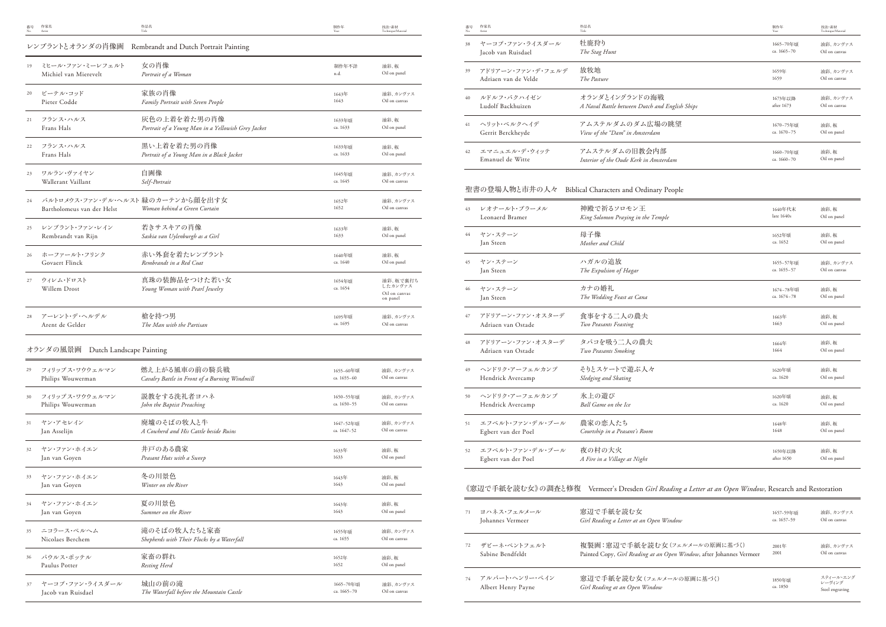| 番号 No. | 作家名 Artist | 作品名 Title | 制作年 Year | 技法・素材 Technique/Material |
| --- | --- | --- | --- | --- |

## レンブラントとオランダの肖像画　Rembrandt and Dutch Portrait Painting

| 番号 No. | 作家名 Artist | 作品名 Title | 制作年 Year | 技法・素材 Technique/Material |
| --- | --- | --- | --- | --- |
| 19 | ミヒール・ファン・ミーレフェルト Michiel van Mierevelt | 女の肖像 *Portrait of a Woman* | 制作年不詳 n.d. | 油彩, 板 Oil on panel |
| 20 | ピーテル・コッド Pieter Codde | 家族の肖像 *Family Portrait with Seven People* | 1643年 1643 | 油彩, カンヴァス Oil on canvas |
| 21 | フランス・ハルス Frans Hals | 灰色の上着を着た男の肖像 *Portrait of a Young Man in a Yellowish Grey Jacket* | 1633年頃 ca. 1633 | 油彩, 板 Oil on panel |
| 22 | フランス・ハルス Frans Hals | 黒い上着を着た男の肖像 *Portrait of a Young Man in a Black Jacket* | 1633年頃 ca. 1633 | 油彩, 板 Oil on panel |
| 23 | ワルラン・ヴァイヤン Wallerant Vaillant | 自画像 *Self-Portrait* | 1645年頃 ca. 1645 | 油彩, カンヴァス Oil on canvas |
| 24 | バルトロメウス・ファン・デル・ヘルスト Bartholomeus van der Helst | 緑のカーテンから顔を出す女 *Woman behind a Green Curtain* | 1652年 1652 | 油彩, カンヴァス Oil on canvas |
| 25 | レンブラント・ファン・レイン Rembrandt van Rijn | 若きサスキアの肖像 *Saskia van Uylenburgh as a Girl* | 1633年 1633 | 油彩, 板 Oil on panel |
| 26 | ホーファールト・フリンク Govaert Flinck | 赤い外套を着たレンブラント *Rembrandt in a Red Coat* | 1640年頃 ca. 1640 | 油彩, 板 Oil on panel |
| 27 | ウィレム・ドロスト Willem Drost | 真珠の装飾品をつけた若い女 *Young Woman with Pearl Jewelry* | 1654年頃 ca. 1654 | 油彩, 板で裏打ちしたカンヴァス Oil on canvas on panel |
| 28 | アーレント・デ・ヘルデル Arent de Gelder | 槍を持つ男 *The Man with the Partisan* | 1695年頃 ca. 1695 | 油彩, カンヴァス Oil on canvas |

## オランダの風景画　Dutch Landscape Painting

| 番号 No. | 作家名 Artist | 作品名 Title | 制作年 Year | 技法・素材 Technique/Material |
| --- | --- | --- | --- | --- |
| 29 | フィリップス・ワウウェルマン Philips Wouwerman | 燃え上がる風車の前の騎兵戦 *Cavalry Battle in Front of a Burning Windmill* | 1655–60年頃 ca. 1655–60 | 油彩, カンヴァス Oil on canvas |
| 30 | フィリップス・ワウウェルマン Philips Wouwerman | 説教をする洗礼者ヨハネ *John the Baptist Preaching* | 1650–55年頃 ca. 1650–55 | 油彩, カンヴァス Oil on canvas |
| 31 | ヤン・アセレイン Jan Asselijn | 廃墟のそばの牧人と牛 *A Cowherd and His Cattle beside Ruins* | 1647–52年頃 ca. 1647–52 | 油彩, カンヴァス Oil on canvas |
| 32 | ヤン・ファン・ホイエン Jan van Goyen | 井戸のある農家 *Peasant Huts with a Sweep* | 1633年 1633 | 油彩, 板 Oil on panel |
| 33 | ヤン・ファン・ホイエン Jan van Goyen | 冬の川景色 *Winter on the River* | 1643年 1643 | 油彩, 板 Oil on panel |
| 34 | ヤン・ファン・ホイエン Jan van Goyen | 夏の川景色 *Summer on the River* | 1643年 1643 | 油彩, 板 Oil on panel |
| 35 | ニコラース・ベルヘム Nicolaes Berchem | 滝のそばの牧人たちと家畜 *Shepherds with Their Flocks by a Waterfall* | 1655年頃 ca. 1655 | 油彩, カンヴァス Oil on canvas |
| 36 | パウルス・ポッテル Paulus Potter | 家畜の群れ *Resting Herd* | 1652年 1652 | 油彩, 板 Oil on panel |
| 37 | ヤーコプ・ファン・ライスダール Jacob van Ruisdael | 城山の前の滝 *The Waterfall before the Mountain Castle* | 1665–70年頃 ca. 1665–70 | 油彩, カンヴァス Oil on canvas |
| 38 | ヤーコプ・ファン・ライスダール Jacob van Ruisdael | 牡鹿狩り *The Stag Hunt* | 1665–70年頃 ca. 1665–70 | 油彩, カンヴァス Oil on canvas |
| 39 | アドリアーン・ファン・デ・フェルデ Adriaen van de Velde | 放牧地 *The Pasture* | 1659年 1659 | 油彩, カンヴァス Oil on canvas |
| 40 | ルドルフ・バクハイゼン Ludolf Backhuizen | オランダとイングランドの海戦 *A Naval Battle between Dutch and English Ships* | 1673年以降 after 1673 | 油彩, カンヴァス Oil on canvas |
| 41 | ヘリット・ベルクヘイデ Gerrit Berckheyde | アムステルダムのダム広場の眺望 *View of the "Dam" in Amsterdam* | 1670–75年頃 ca. 1670–75 | 油彩, 板 Oil on panel |
| 42 | エマニュエル・デ・ウィッテ Emanuel de Witte | アムステルダムの旧教会内部 *Interior of the Oude Kerk in Amsterdam* | 1660–70年頃 ca. 1660–70 | 油彩, 板 Oil on panel |

## 聖書の登場人物と市井の人々　Biblical Characters and Ordinary People

| 番号 No. | 作家名 Artist | 作品名 Title | 制作年 Year | 技法・素材 Technique/Material |
| --- | --- | --- | --- | --- |
| 43 | レオナールト・ブラーメル Leonaerd Bramer | 神殿で祈るソロモン王 *King Solomon Praying in the Temple* | 1640年代末 late 1640s | 油彩, 板 Oil on panel |
| 44 | ヤン・ステーン Jan Steen | 母子像 *Mother and Child* | 1652年頃 ca. 1652 | 油彩, 板 Oil on panel |
| 45 | ヤン・ステーン Jan Steen | ハガルの追放 *The Expulsion of Hagar* | 1655–57年頃 ca. 1655–57 | 油彩, カンヴァス Oil on canvas |
| 46 | ヤン・ステーン Jan Steen | カナの婚礼 *The Wedding Feast at Cana* | 1674–78年頃 ca. 1674–78 | 油彩, 板 Oil on panel |
| 47 | アドリアーン・ファン・オスターデ Adriaen van Ostade | 食事をする二人の農夫 *Two Peasants Feasting* | 1663年 1663 | 油彩, 板 Oil on panel |
| 48 | アドリアーン・ファン・オスターデ Adriaen van Ostade | タバコを吸う二人の農夫 *Two Peasants Smoking* | 1664年 1664 | 油彩, 板 Oil on panel |
| 49 | ヘンドリク・アーフェルカンプ Hendrick Avercamp | そりとスケートで遊ぶ人々 *Sledging and Skating* | 1620年頃 ca. 1620 | 油彩, 板 Oil on panel |
| 50 | ヘンドリク・アーフェルカンプ Hendrick Avercamp | 氷上の遊び *Ball Game on the Ice* | 1620年頃 ca. 1620 | 油彩, 板 Oil on panel |
| 51 | エフベルト・ファン・デル・プール Egbert van der Poel | 農家の恋人たち *Courtship in a Peasant's Room* | 1648年 1648 | 油彩, 板 Oil on panel |
| 52 | エフベルト・ファン・デル・プール Egbert van der Poel | 夜の村の大火 *A Fire in a Village at Night* | 1650年以降 after 1650 | 油彩, 板 Oil on panel |

## 《窓辺で手紙を読む女》の調査と修復　Vermeer's Dresden *Girl Reading a Letter at an Open Window*, Research and Restoration

| 番号 No. | 作家名 Artist | 作品名 Title | 制作年 Year | 技法・素材 Technique/Material |
| --- | --- | --- | --- | --- |
| 71 | ヨハネス・フェルメール Johannes Vermeer | 窓辺で手紙を読む女 *Girl Reading a Letter at an Open Window* | 1657–59年頃 ca. 1657–59 | 油彩, カンヴァス Oil on canvas |
| 72 | ザビーネ・ベントフェルト Sabine Bendfeldt | 複製画：窓辺で手紙を読む女（フェルメールの原画に基づく） Painted Copy, *Girl Reading at an Open Window*, after Johannes Vermeer | 2001年 2001 | 油彩, カンヴァス Oil on canvas |
| 74 | アルバート・ヘンリー・ペイン Albert Henry Payne | 窓辺で手紙を読む女（フェルメールの原画に基づく） *Girl Reading at an Open Window* | 1850年頃 ca. 1850 | スティール・エングレーヴィング Steel engraving |